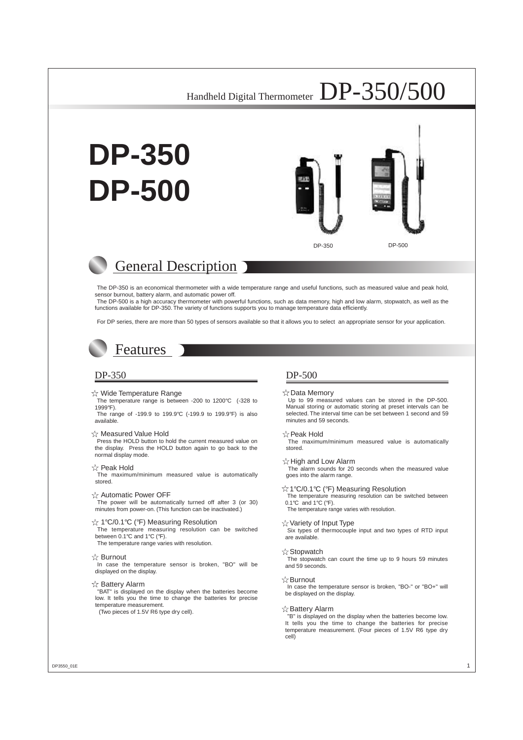Handheld Digital Thermometer DP-350/500

# DP-350
# DP-500

DP-350 DP-500

## General Description

The DP-350 is an economical thermometer with a wide temperature range and useful functions, such as measured value and peak hold, sensor burnout, battery alarm, and automatic power off.

The DP-500 is a high accuracy thermometer with powerful functions, such as data memory, high and low alarm, stopwatch, as well as the functions available for DP-350. The variety of functions supports you to manage temperature data efficiently.

For DP series, there are more than 50 types of sensors available so that it allows you to select an appropriate sensor for your application.

## Features

### DP-350

☆ Wide Temperature Range

The temperature range is between -200 to 1200℃ (-328 to 1999℉).

The range of -199.9 to 199.9℃ (-199.9 to 199.9℉) is also available.

☆ Measured Value Hold

Press the HOLD button to hold the current measured value on the display. Press the HOLD button again to go back to the normal display mode.

☆ Peak Hold

The maximum/minimum measured value is automatically stored.

☆ Automatic Power OFF

The power will be automatically turned off after 3 (or 30) minutes from power-on. (This function can be inactivated.)

☆ 1℃/0.1℃ (℉) Measuring Resolution

The temperature measuring resolution can be switched between 0.1℃ and 1℃ (℉).

The temperature range varies with resolution.

☆ Burnout

In case the temperature sensor is broken, "BO" will be displayed on the display.

☆ Battery Alarm

"BAT" is displayed on the display when the batteries become low. It tells you the time to change the batteries for precise temperature measurement.

(Two pieces of 1.5V R6 type dry cell).

### DP-500

☆Data Memory

Up to 99 measured values can be stored in the DP-500. Manual storing or automatic storing at preset intervals can be selected. The interval time can be set between 1 second and 59 minutes and 59 seconds.

☆Peak Hold

The maximum/minimum measured value is automatically stored.

☆High and Low Alarm

The alarm sounds for 20 seconds when the measured value goes into the alarm range.

☆1℃/0.1℃ (℉) Measuring Resolution

The temperature measuring resolution can be switched between 0.1℃ and 1℃ (℉).

The temperature range varies with resolution.

☆Variety of Input Type

Six types of thermocouple input and two types of RTD input are available.

☆Stopwatch

The stopwatch can count the time up to 9 hours 59 minutes and 59 seconds.

☆Burnout

In case the temperature sensor is broken, "BO-" or "BO+" will be displayed on the display.

☆Battery Alarm

"B" is displayed on the display when the batteries become low. It tells you the time to change the batteries for precise temperature measurement. (Four pieces of 1.5V R6 type dry cell)

DP3550_01E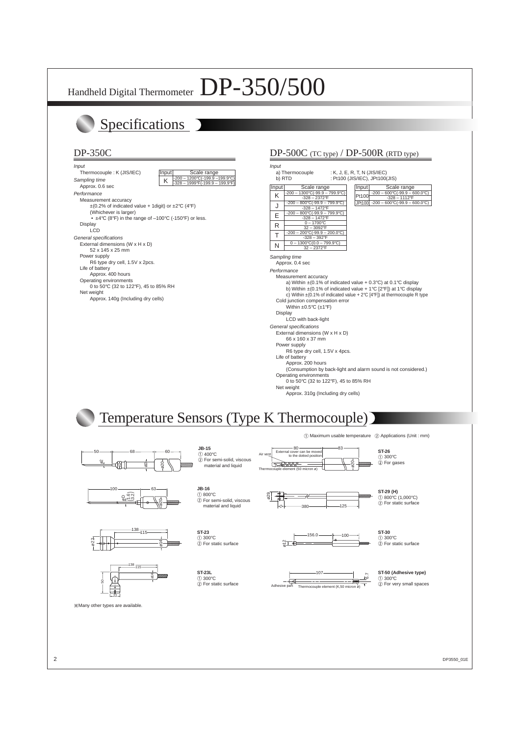# Handheld Digital Thermometer DP-350/500

## Specifications

### DP-350C

*Input*

Thermocouple : K (JIS/IEC)

| Input | Scale range |
|---|---|
| K | -200 – 1200℃(-199.9 –199.9℃)<br>-328 – 1999℉(-199.9 – 199.9℉) |

*Sampling time*

Approx. 0.6 sec

*Performance*

Measurement accuracy

±(0.2% of indicated value + 1digit) or ±2℃ (4°F)
(Whichever is larger)
• ±4℃ (8°F) in the range of –100℃ (-150℉) or less.

Display

LCD

*General specifications*

External dimensions (W x H x D)

52 x 145 x 25 mm

Power supply

R6 type dry cell, 1.5V x 2pcs.

Life of battery

Approx. 400 hours

Operating environments

0 to 50℃ (32 to 122°F), 45 to 85% RH

Net weight

Approx. 140g (Including dry cells)

### DP-500C (TC type) / DP-500R (RTD type)

*Input*

a) Thermocouple : K, J, E, R, T, N (JIS/IEC)
b) RTD : Pt100 (JIS/IEC), JPt100(JIS)

| Input | Scale range |
|---|---|
| K | -200 – 1300℃(-99.9 – 799.9℃)<br>-328 – 2372℉ |
| J | -200 – 800℃(-99.9 – 799.9℃)<br>-328 – 1472℉ |
| E | -200 – 800℃(-99.9 – 799.9℃)<br>-328 – 1472℉ |
| R | 0 – 1700℃<br>32 – 3092℉ |
| T | -200 – 200℃(-99.9 – 200.0℃)<br>-328 – 392℉ |
| N | 0 – 1300℃(0.0 – 799.9℃)<br>32 – 2372℉ |

| Input | Scale range |
|---|---|
| Pt100 | -200 – 600℃(-99.9 – 600.0℃)<br>-328 – 1112℉ |
| JPt100 | -200 – 600℃(-99.9 – 600.0℃) |

*Sampling time*

Approx. 0.4 sec

*Performance*

Measurement accuracy

a) Within ±(0.1% of indicated value + 0.3℃) at 0.1℃ display
b) Within ±(0.1% of indicated value + 1℃ [2℉]) at 1℃ display
c) Within ±(0.1% of indicated value + 2℃ [4℉]) at thermocouple R type

Cold junction compensation error

Within ±0.5℃ (±1℉)

Display

LCD with back-light

*General specifications*

External dimensions (W x H x D)

66 x 160 x 37 mm

Power supply

R6 type dry cell, 1.5V x 4pcs.

Life of battery

Approx. 200 hours
(Consumption by back-light and alarm sound is not considered.)

Operating environments

0 to 50℃ (32 to 122°F), 45 to 85% RH

Net weight

Approx. 310g (Including dry cells)

## Temperature Sensors (Type K Thermocouple)

① Maximum usable temperature ② Applications (Unit : mm)

50 68 60 ø2 ø20

**JB-15**
① 400℃
② For semi-solid, viscous material and liquid

80 83 External cover can be moved to the dotted position. Air vent ø20 Thermocouple element (50 micron ø)

**ST-26**
① 300℃
② For gases

100 63 øD (1.6) (3.2) ø20

**JB-16**
① 800℃
② For semi-solid, viscous material and liquid

ø29 380 125

**ST-29 (H)**
① 800℃ (1,000℃)
② For static surface

138 115 ø22 ø14

**ST-23**
① 300℃
② For static surface

156.0 100 ø12

**ST-30**
① 300℃
② For static surface

138 115 50 22

**ST-23L**
① 300℃
② For static surface

107 5.7 Adhesive part Thermocouple element (K,50 micron ø)

**ST-50 (Adhesive type)**
① 300℃
② For very small spaces

※Many other types are available.